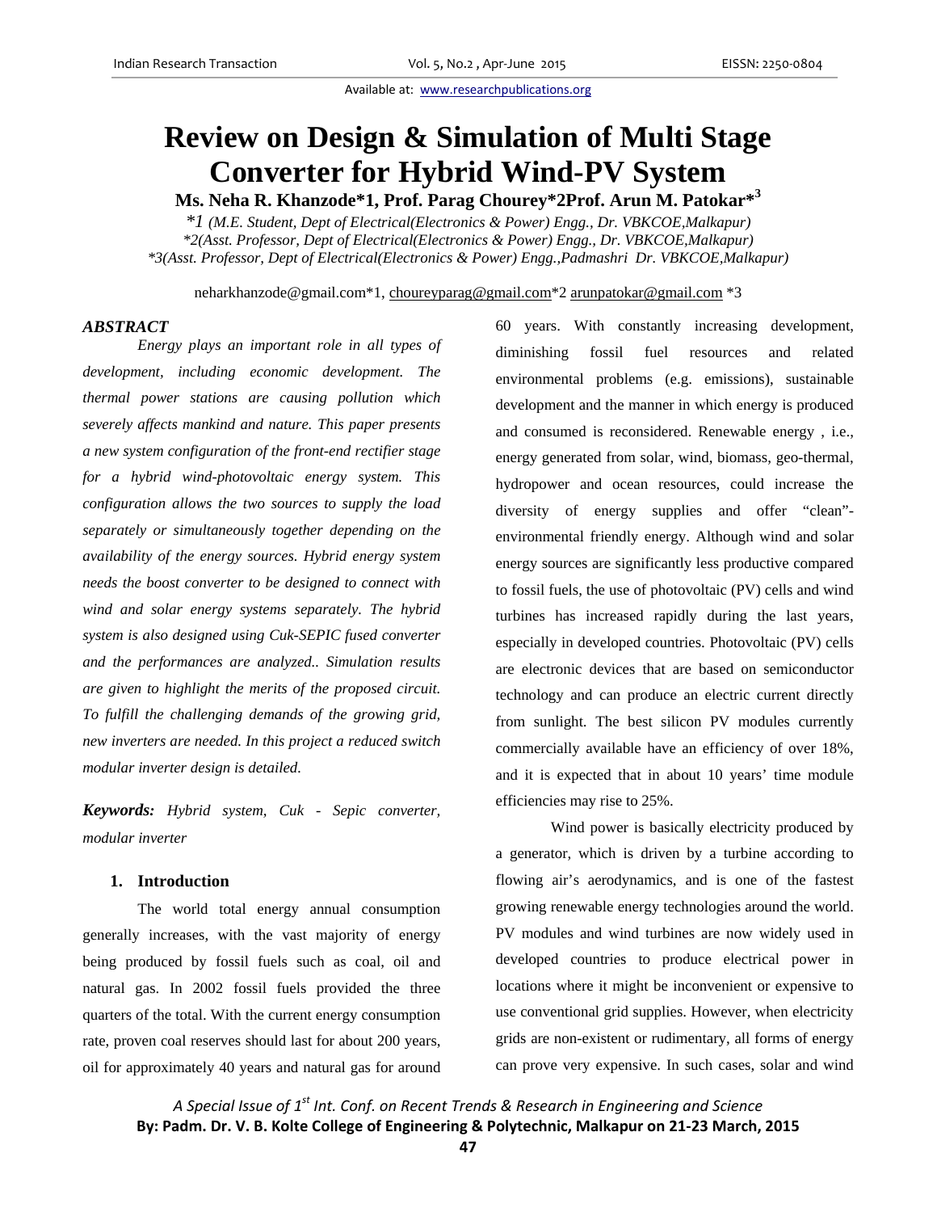# Review on Design & Simulation of Multi Stage Converter for Hybrid Wind-PV System

**Ms. Neha R. Khanzode*1, Prof. Parag Chourey*2Prof. Arun M. Patokar*[3]**

*1 (M.E. Student, Dept of Electrical(Electronics & Power) Engg., Dr. VBKCOE,Malkapur)*
*2(Asst. Professor, Dept of Electrical(Electronics & Power) Engg., Dr. VBKCOE,Malkapur)*
*3(Asst. Professor, Dept of Electrical(Electronics & Power) Engg.,Padmashri Dr. VBKCOE,Malkapur)*

neharkhanzode@gmail.com*1, choureyparag@gmail.com*2 arunpatokar@gmail.com *3

### ABSTRACT

*Energy plays an important role in all types of development, including economic development. The thermal power stations are causing pollution which severely affects mankind and nature. This paper presents a new system configuration of the front-end rectifier stage for a hybrid wind-photovoltaic energy system. This configuration allows the two sources to supply the load separately or simultaneously together depending on the availability of the energy sources. Hybrid energy system needs the boost converter to be designed to connect with wind and solar energy systems separately. The hybrid system is also designed using Cuk-SEPIC fused converter and the performances are analyzed.. Simulation results are given to highlight the merits of the proposed circuit. To fulfill the challenging demands of the growing grid, new inverters are needed. In this project a reduced switch modular inverter design is detailed.*

***Keywords:*** *Hybrid system, Cuk - Sepic converter, modular inverter*

## 1. Introduction

The world total energy annual consumption generally increases, with the vast majority of energy being produced by fossil fuels such as coal, oil and natural gas. In 2002 fossil fuels provided the three quarters of the total. With the current energy consumption rate, proven coal reserves should last for about 200 years, oil for approximately 40 years and natural gas for around 60 years. With constantly increasing development, diminishing fossil fuel resources and related environmental problems (e.g. emissions), sustainable development and the manner in which energy is produced and consumed is reconsidered. Renewable energy , i.e., energy generated from solar, wind, biomass, geo-thermal, hydropower and ocean resources, could increase the diversity of energy supplies and offer “clean”-environmental friendly energy. Although wind and solar energy sources are significantly less productive compared to fossil fuels, the use of photovoltaic (PV) cells and wind turbines has increased rapidly during the last years, especially in developed countries. Photovoltaic (PV) cells are electronic devices that are based on semiconductor technology and can produce an electric current directly from sunlight. The best silicon PV modules currently commercially available have an efficiency of over 18%, and it is expected that in about 10 years’ time module efficiencies may rise to 25%.

Wind power is basically electricity produced by a generator, which is driven by a turbine according to flowing air’s aerodynamics, and is one of the fastest growing renewable energy technologies around the world. PV modules and wind turbines are now widely used in developed countries to produce electrical power in locations where it might be inconvenient or expensive to use conventional grid supplies. However, when electricity grids are non-existent or rudimentary, all forms of energy can prove very expensive. In such cases, solar and wind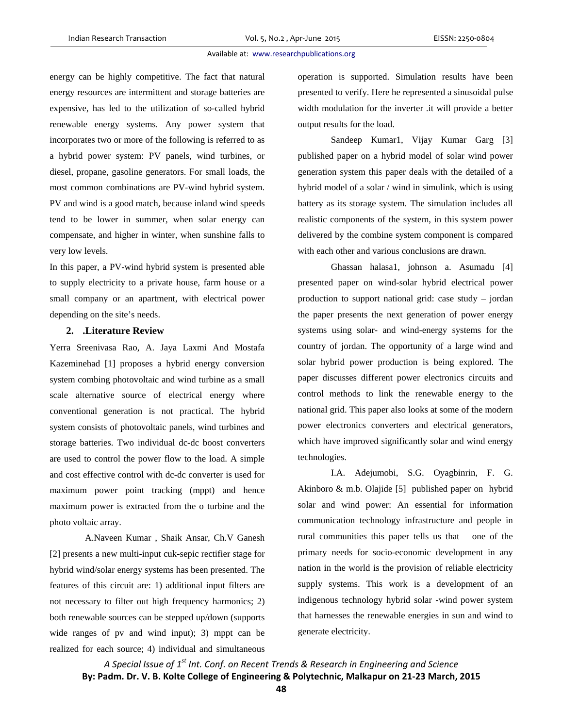energy can be highly competitive. The fact that natural energy resources are intermittent and storage batteries are expensive, has led to the utilization of so-called hybrid renewable energy systems. Any power system that incorporates two or more of the following is referred to as a hybrid power system: PV panels, wind turbines, or diesel, propane, gasoline generators. For small loads, the most common combinations are PV-wind hybrid system. PV and wind is a good match, because inland wind speeds tend to be lower in summer, when solar energy can compensate, and higher in winter, when sunshine falls to very low levels.

In this paper, a PV-wind hybrid system is presented able to supply electricity to a private house, farm house or a small company or an apartment, with electrical power depending on the site's needs.

## 2. .Literature Review

Yerra Sreenivasa Rao, A. Jaya Laxmi And Mostafa Kazeminehad [1] proposes a hybrid energy conversion system combing photovoltaic and wind turbine as a small scale alternative source of electrical energy where conventional generation is not practical. The hybrid system consists of photovoltaic panels, wind turbines and storage batteries. Two individual dc-dc boost converters are used to control the power flow to the load. A simple and cost effective control with dc-dc converter is used for maximum power point tracking (mppt) and hence maximum power is extracted from the o turbine and the photo voltaic array.

A.Naveen Kumar , Shaik Ansar, Ch.V Ganesh [2] presents a new multi-input cuk-sepic rectifier stage for hybrid wind/solar energy systems has been presented. The features of this circuit are: 1) additional input filters are not necessary to filter out high frequency harmonics; 2) both renewable sources can be stepped up/down (supports wide ranges of pv and wind input); 3) mppt can be realized for each source; 4) individual and simultaneous operation is supported. Simulation results have been presented to verify. Here he represented a sinusoidal pulse width modulation for the inverter .it will provide a better output results for the load.

Sandeep Kumar1, Vijay Kumar Garg [3] published paper on a hybrid model of solar wind power generation system this paper deals with the detailed of a hybrid model of a solar / wind in simulink, which is using battery as its storage system. The simulation includes all realistic components of the system, in this system power delivered by the combine system component is compared with each other and various conclusions are drawn.

Ghassan halasa1, johnson a. Asumadu [4] presented paper on wind-solar hybrid electrical power production to support national grid: case study – jordan the paper presents the next generation of power energy systems using solar- and wind-energy systems for the country of jordan. The opportunity of a large wind and solar hybrid power production is being explored. The paper discusses different power electronics circuits and control methods to link the renewable energy to the national grid. This paper also looks at some of the modern power electronics converters and electrical generators, which have improved significantly solar and wind energy technologies.

I.A. Adejumobi, S.G. Oyagbinrin, F. G. Akinboro & m.b. Olajide [5] published paper on hybrid solar and wind power: An essential for information communication technology infrastructure and people in rural communities this paper tells us that one of the primary needs for socio-economic development in any nation in the world is the provision of reliable electricity supply systems. This work is a development of an indigenous technology hybrid solar -wind power system that harnesses the renewable energies in sun and wind to generate electricity.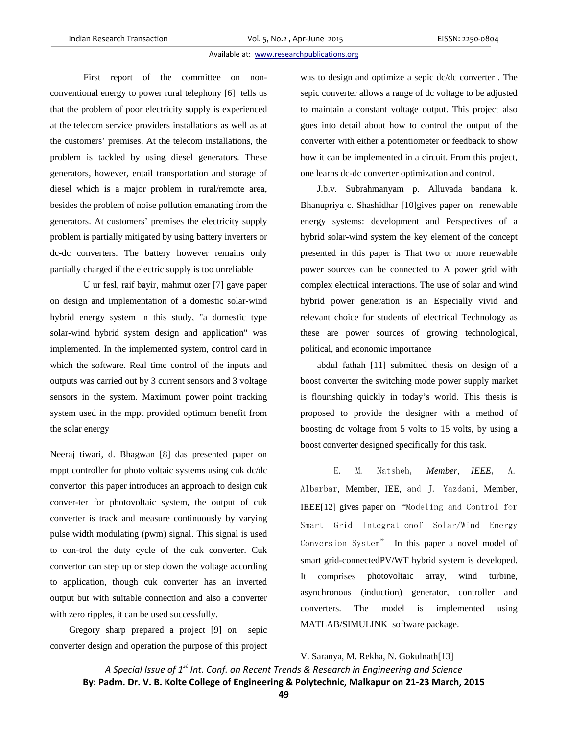First report of the committee on non-conventional energy to power rural telephony [6] tells us that the problem of poor electricity supply is experienced at the telecom service providers installations as well as at the customers' premises. At the telecom installations, the problem is tackled by using diesel generators. These generators, however, entail transportation and storage of diesel which is a major problem in rural/remote area, besides the problem of noise pollution emanating from the generators. At customers' premises the electricity supply problem is partially mitigated by using battery inverters or dc-dc converters. The battery however remains only partially charged if the electric supply is too unreliable

U ur fesl, raif bayir, mahmut ozer [7] gave paper on design and implementation of a domestic solar-wind hybrid energy system in this study, "a domestic type solar-wind hybrid system design and application" was implemented. In the implemented system, control card in which the software. Real time control of the inputs and outputs was carried out by 3 current sensors and 3 voltage sensors in the system. Maximum power point tracking system used in the mppt provided optimum benefit from the solar energy

Neeraj tiwari, d. Bhagwan [8] das presented paper on mppt controller for photo voltaic systems using cuk dc/dc convertor this paper introduces an approach to design cuk conver-ter for photovoltaic system, the output of cuk converter is track and measure continuously by varying pulse width modulating (pwm) signal. This signal is used to con-trol the duty cycle of the cuk converter. Cuk convertor can step up or step down the voltage according to application, though cuk converter has an inverted output but with suitable connection and also a converter with zero ripples, it can be used successfully.

Gregory sharp prepared a project [9] on sepic converter design and operation the purpose of this project was to design and optimize a sepic dc/dc converter . The sepic converter allows a range of dc voltage to be adjusted to maintain a constant voltage output. This project also goes into detail about how to control the output of the converter with either a potentiometer or feedback to show how it can be implemented in a circuit. From this project, one learns dc-dc converter optimization and control.

J.b.v. Subrahmanyam p. Alluvada bandana k. Bhanupriya c. Shashidhar [10]gives paper on renewable energy systems: development and Perspectives of a hybrid solar-wind system the key element of the concept presented in this paper is That two or more renewable power sources can be connected to A power grid with complex electrical interactions. The use of solar and wind hybrid power generation is an Especially vivid and relevant choice for students of electrical Technology as these are power sources of growing technological, political, and economic importance

abdul fathah [11] submitted thesis on design of a boost converter the switching mode power supply market is flourishing quickly in today's world. This thesis is proposed to provide the designer with a method of boosting dc voltage from 5 volts to 15 volts, by using a boost converter designed specifically for this task.

E. M. Natsheh, *Member, IEEE*, A. Albarbar, Member, IEE, and J. Yazdani, Member, IEEE[12] gives paper on "Modeling and Control for Smart Grid Integrationof Solar/Wind Energy Conversion System" In this paper a novel model of smart grid-connectedPV/WT hybrid system is developed. It comprises photovoltaic array, wind turbine, asynchronous (induction) generator, controller and converters. The model is implemented using MATLAB/SIMULINK software package.

V. Saranya, M. Rekha, N. Gokulnath[13]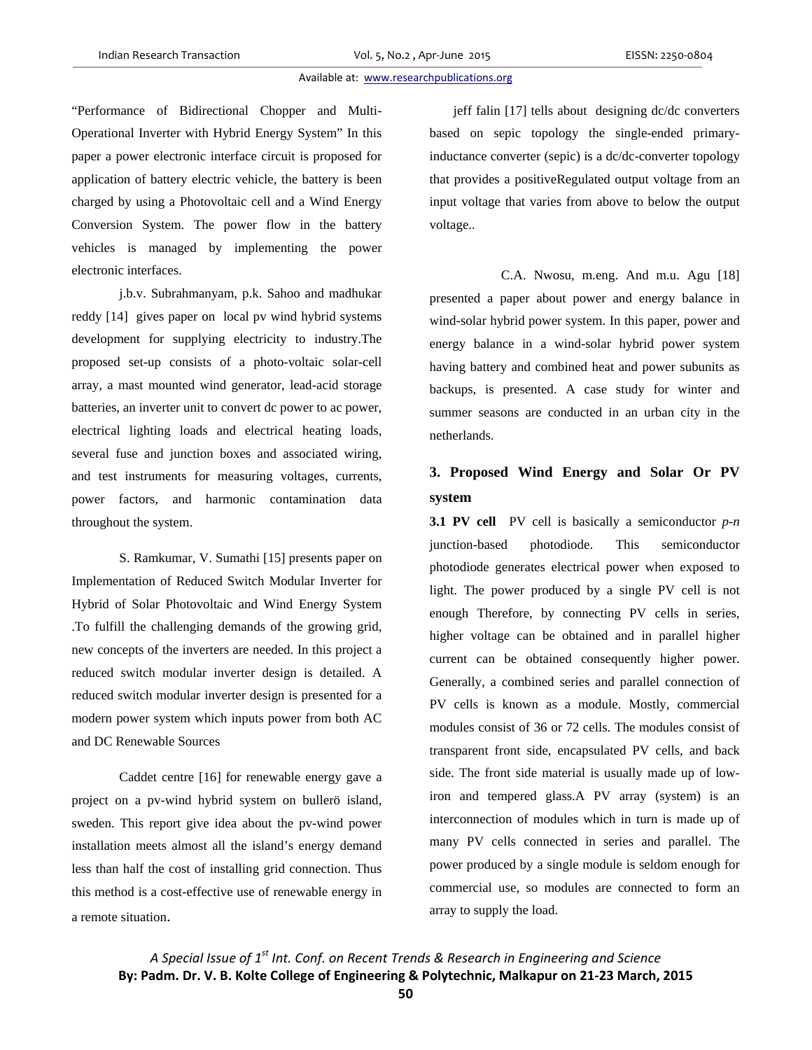"Performance of Bidirectional Chopper and Multi-Operational Inverter with Hybrid Energy System" In this paper a power electronic interface circuit is proposed for application of battery electric vehicle, the battery is been charged by using a Photovoltaic cell and a Wind Energy Conversion System. The power flow in the battery vehicles is managed by implementing the power electronic interfaces.

j.b.v. Subrahmanyam, p.k. Sahoo and madhukar reddy [14] gives paper on local pv wind hybrid systems development for supplying electricity to industry.The proposed set-up consists of a photo-voltaic solar-cell array, a mast mounted wind generator, lead-acid storage batteries, an inverter unit to convert dc power to ac power, electrical lighting loads and electrical heating loads, several fuse and junction boxes and associated wiring, and test instruments for measuring voltages, currents, power factors, and harmonic contamination data throughout the system.

S. Ramkumar, V. Sumathi [15] presents paper on Implementation of Reduced Switch Modular Inverter for Hybrid of Solar Photovoltaic and Wind Energy System .To fulfill the challenging demands of the growing grid, new concepts of the inverters are needed. In this project a reduced switch modular inverter design is detailed. A reduced switch modular inverter design is presented for a modern power system which inputs power from both AC and DC Renewable Sources

Caddet centre [16] for renewable energy gave a project on a pv-wind hybrid system on bullerö island, sweden. This report give idea about the pv-wind power installation meets almost all the island's energy demand less than half the cost of installing grid connection. Thus this method is a cost-effective use of renewable energy in a remote situation.

jeff falin [17] tells about designing dc/dc converters based on sepic topology the single-ended primary-inductance converter (sepic) is a dc/dc-converter topology that provides a positiveRegulated output voltage from an input voltage that varies from above to below the output voltage..

C.A. Nwosu, m.eng. And m.u. Agu [18] presented a paper about power and energy balance in wind-solar hybrid power system. In this paper, power and energy balance in a wind-solar hybrid power system having battery and combined heat and power subunits as backups, is presented. A case study for winter and summer seasons are conducted in an urban city in the netherlands.

## 3. Proposed Wind Energy and Solar Or PV system

**3.1 PV cell** PV cell is basically a semiconductor *p-n* junction-based photodiode. This semiconductor photodiode generates electrical power when exposed to light. The power produced by a single PV cell is not enough Therefore, by connecting PV cells in series, higher voltage can be obtained and in parallel higher current can be obtained consequently higher power. Generally, a combined series and parallel connection of PV cells is known as a module. Mostly, commercial modules consist of 36 or 72 cells. The modules consist of transparent front side, encapsulated PV cells, and back side. The front side material is usually made up of low-iron and tempered glass.A PV array (system) is an interconnection of modules which in turn is made up of many PV cells connected in series and parallel. The power produced by a single module is seldom enough for commercial use, so modules are connected to form an array to supply the load.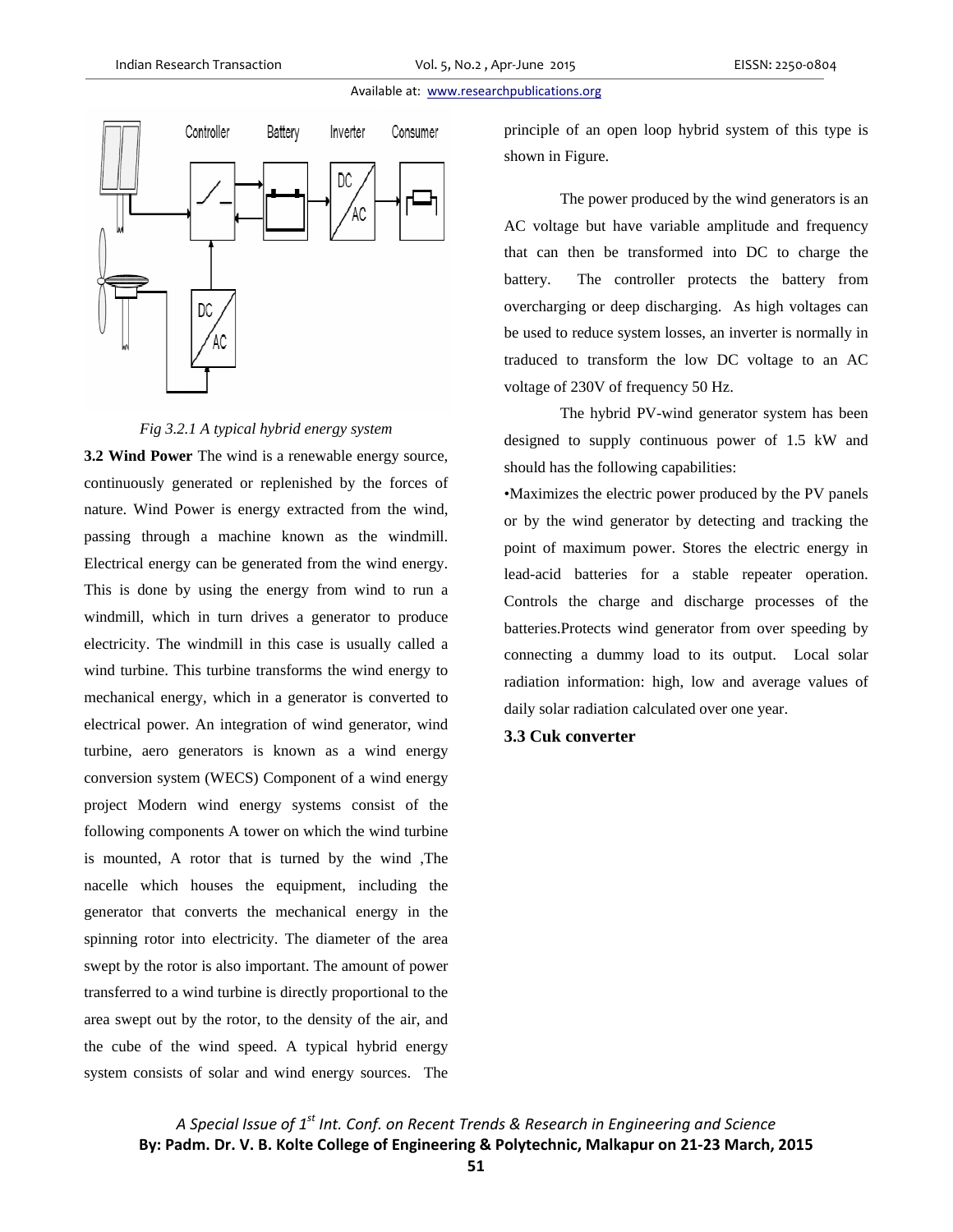Fig 3.2.1 A typical hybrid energy system

**3.2 Wind Power** The wind is a renewable energy source, continuously generated or replenished by the forces of nature. Wind Power is energy extracted from the wind, passing through a machine known as the windmill. Electrical energy can be generated from the wind energy. This is done by using the energy from wind to run a windmill, which in turn drives a generator to produce electricity. The windmill in this case is usually called a wind turbine. This turbine transforms the wind energy to mechanical energy, which in a generator is converted to electrical power. An integration of wind generator, wind turbine, aero generators is known as a wind energy conversion system (WECS) Component of a wind energy project Modern wind energy systems consist of the following components A tower on which the wind turbine is mounted, A rotor that is turned by the wind ,The nacelle which houses the equipment, including the generator that converts the mechanical energy in the spinning rotor into electricity. The diameter of the area swept by the rotor is also important. The amount of power transferred to a wind turbine is directly proportional to the area swept out by the rotor, to the density of the air, and the cube of the wind speed. A typical hybrid energy system consists of solar and wind energy sources. The principle of an open loop hybrid system of this type is shown in Figure.

The power produced by the wind generators is an AC voltage but have variable amplitude and frequency that can then be transformed into DC to charge the battery. The controller protects the battery from overcharging or deep discharging. As high voltages can be used to reduce system losses, an inverter is normally in traduced to transform the low DC voltage to an AC voltage of 230V of frequency 50 Hz.

The hybrid PV-wind generator system has been designed to supply continuous power of 1.5 kW and should has the following capabilities:

•Maximizes the electric power produced by the PV panels or by the wind generator by detecting and tracking the point of maximum power. Stores the electric energy in lead-acid batteries for a stable repeater operation. Controls the charge and discharge processes of the batteries.Protects wind generator from over speeding by connecting a dummy load to its output. Local solar radiation information: high, low and average values of daily solar radiation calculated over one year.

### 3.3 Cuk converter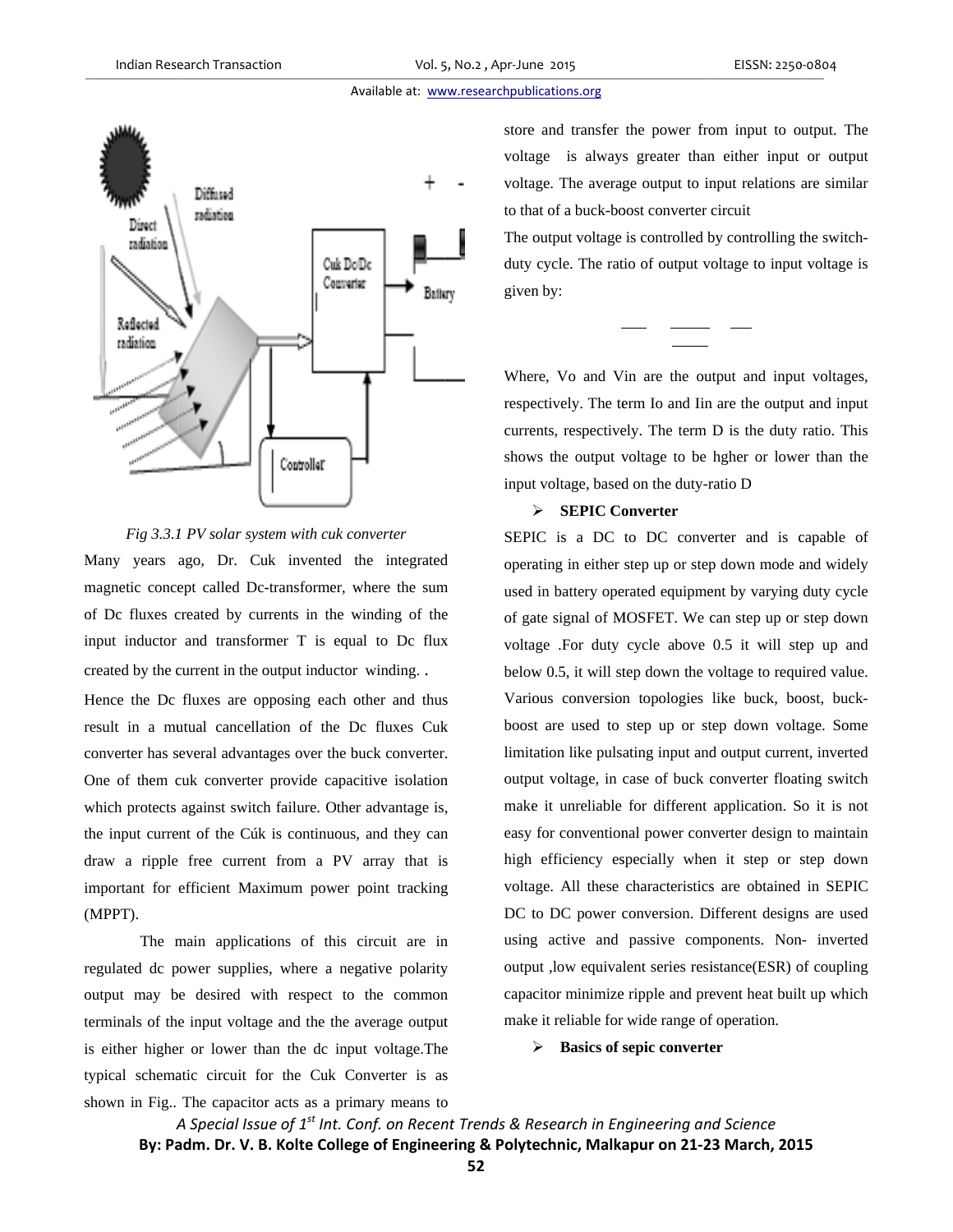Fig 3.3.1 PV solar system with cuk converter

Many years ago, Dr. Cuk invented the integrated magnetic concept called Dc-transformer, where the sum of Dc fluxes created by currents in the winding of the input inductor and transformer T is equal to Dc flux created by the current in the output inductor winding. .

Hence the Dc fluxes are opposing each other and thus result in a mutual cancellation of the Dc fluxes Cuk converter has several advantages over the buck converter. One of them cuk converter provide capacitive isolation which protects against switch failure. Other advantage is, the input current of the Cúk is continuous, and they can draw a ripple free current from a PV array that is important for efficient Maximum power point tracking (MPPT).

The main applications of this circuit are in regulated dc power supplies, where a negative polarity output may be desired with respect to the common terminals of the input voltage and the the average output is either higher or lower than the dc input voltage.The typical schematic circuit for the Cuk Converter is as shown in Fig.. The capacitor acts as a primary means to store and transfer the power from input to output. The voltage is always greater than either input or output voltage. The average output to input relations are similar to that of a buck-boost converter circuit

The output voltage is controlled by controlling the switch-duty cycle. The ratio of output voltage to input voltage is given by:

Where, Vo and Vin are the output and input voltages, respectively. The term Io and Iin are the output and input currents, respectively. The term D is the duty ratio. This shows the output voltage to be hgher or lower than the input voltage, based on the duty-ratio D

- **SEPIC Converter**

SEPIC is a DC to DC converter and is capable of operating in either step up or step down mode and widely used in battery operated equipment by varying duty cycle of gate signal of MOSFET. We can step up or step down voltage .For duty cycle above 0.5 it will step up and below 0.5, it will step down the voltage to required value. Various conversion topologies like buck, boost, buck-boost are used to step up or step down voltage. Some limitation like pulsating input and output current, inverted output voltage, in case of buck converter floating switch make it unreliable for different application. So it is not easy for conventional power converter design to maintain high efficiency especially when it step or step down voltage. All these characteristics are obtained in SEPIC DC to DC power conversion. Different designs are used using active and passive components. Non- inverted output ,low equivalent series resistance(ESR) of coupling capacitor minimize ripple and prevent heat built up which make it reliable for wide range of operation.

- **Basics of sepic converter**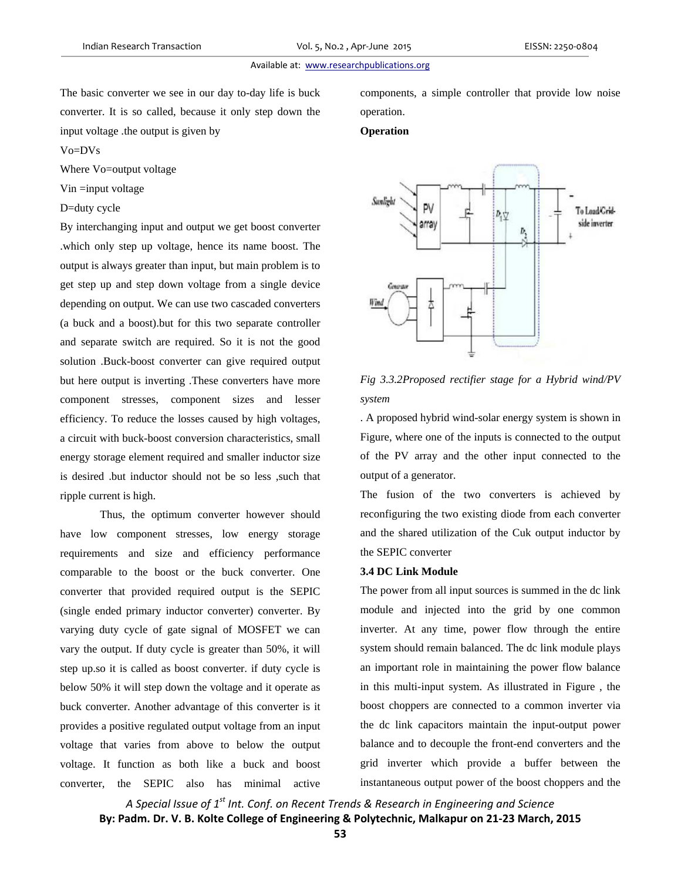The basic converter we see in our day to-day life is buck converter. It is so called, because it only step down the input voltage .the output is given by

$V_o=DV_s$

Where $V_o$=output voltage

$V_{in}$ =input voltage

D=duty cycle

By interchanging input and output we get boost converter .which only step up voltage, hence its name boost. The output is always greater than input, but main problem is to get step up and step down voltage from a single device depending on output. We can use two cascaded converters (a buck and a boost).but for this two separate controller and separate switch are required. So it is not the good solution .Buck-boost converter can give required output but here output is inverting .These converters have more component stresses, component sizes and lesser efficiency. To reduce the losses caused by high voltages, a circuit with buck-boost conversion characteristics, small energy storage element required and smaller inductor size is desired .but inductor should not be so less ,such that ripple current is high.

Thus, the optimum converter however should have low component stresses, low energy storage requirements and size and efficiency performance comparable to the boost or the buck converter. One converter that provided required output is the SEPIC (single ended primary inductor converter) converter. By varying duty cycle of gate signal of MOSFET we can vary the output. If duty cycle is greater than 50%, it will step up.so it is called as boost converter. if duty cycle is below 50% it will step down the voltage and it operate as buck converter. Another advantage of this converter is it provides a positive regulated output voltage from an input voltage that varies from above to below the output voltage. It function as both like a buck and boost converter, the SEPIC also has minimal active components, a simple controller that provide low noise operation.

**Operation**

*Fig 3.3.2Proposed rectifier stage for a Hybrid wind/PV system*

. A proposed hybrid wind-solar energy system is shown in Figure, where one of the inputs is connected to the output of the PV array and the other input connected to the output of a generator.

The fusion of the two converters is achieved by reconfiguring the two existing diode from each converter and the shared utilization of the Cuk output inductor by the SEPIC converter

### 3.4 DC Link Module

The power from all input sources is summed in the dc link module and injected into the grid by one common inverter. At any time, power flow through the entire system should remain balanced. The dc link module plays an important role in maintaining the power flow balance in this multi-input system. As illustrated in Figure , the boost choppers are connected to a common inverter via the dc link capacitors maintain the input-output power balance and to decouple the front-end converters and the grid inverter which provide a buffer between the instantaneous output power of the boost choppers and the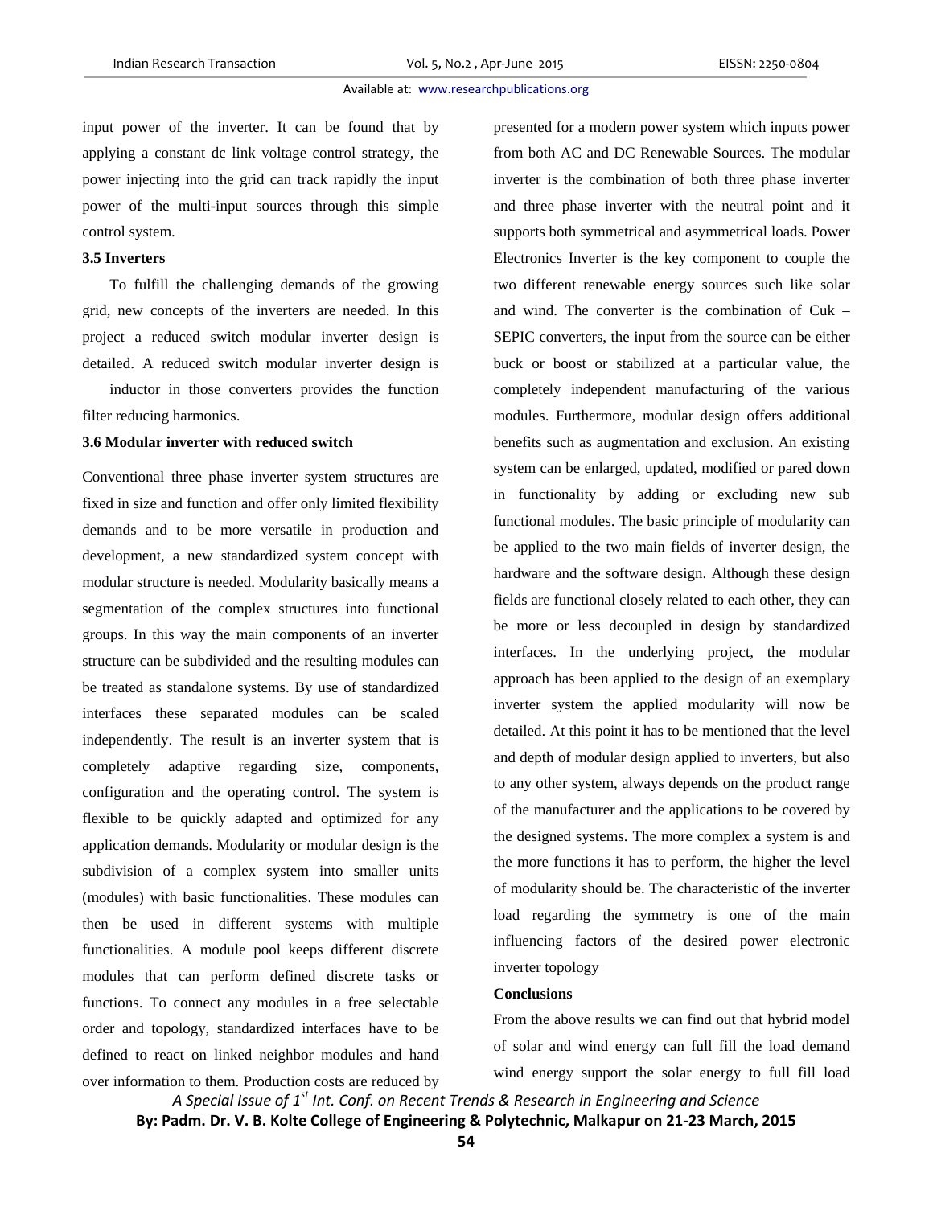input power of the inverter. It can be found that by applying a constant dc link voltage control strategy, the power injecting into the grid can track rapidly the input power of the multi-input sources through this simple control system.

### 3.5 Inverters

To fulfill the challenging demands of the growing grid, new concepts of the inverters are needed. In this project a reduced switch modular inverter design is detailed. A reduced switch modular inverter design is

inductor in those converters provides the function filter reducing harmonics.

### 3.6 Modular inverter with reduced switch

Conventional three phase inverter system structures are fixed in size and function and offer only limited flexibility demands and to be more versatile in production and development, a new standardized system concept with modular structure is needed. Modularity basically means a segmentation of the complex structures into functional groups. In this way the main components of an inverter structure can be subdivided and the resulting modules can be treated as standalone systems. By use of standardized interfaces these separated modules can be scaled independently. The result is an inverter system that is completely adaptive regarding size, components, configuration and the operating control. The system is flexible to be quickly adapted and optimized for any application demands. Modularity or modular design is the subdivision of a complex system into smaller units (modules) with basic functionalities. These modules can then be used in different systems with multiple functionalities. A module pool keeps different discrete modules that can perform defined discrete tasks or functions. To connect any modules in a free selectable order and topology, standardized interfaces have to be defined to react on linked neighbor modules and hand over information to them. Production costs are reduced by presented for a modern power system which inputs power from both AC and DC Renewable Sources. The modular inverter is the combination of both three phase inverter and three phase inverter with the neutral point and it supports both symmetrical and asymmetrical loads. Power Electronics Inverter is the key component to couple the two different renewable energy sources such like solar and wind. The converter is the combination of Cuk – SEPIC converters, the input from the source can be either buck or boost or stabilized at a particular value, the completely independent manufacturing of the various modules. Furthermore, modular design offers additional benefits such as augmentation and exclusion. An existing system can be enlarged, updated, modified or pared down in functionality by adding or excluding new sub functional modules. The basic principle of modularity can be applied to the two main fields of inverter design, the hardware and the software design. Although these design fields are functional closely related to each other, they can be more or less decoupled in design by standardized interfaces. In the underlying project, the modular approach has been applied to the design of an exemplary inverter system the applied modularity will now be detailed. At this point it has to be mentioned that the level and depth of modular design applied to inverters, but also to any other system, always depends on the product range of the manufacturer and the applications to be covered by the designed systems. The more complex a system is and the more functions it has to perform, the higher the level of modularity should be. The characteristic of the inverter load regarding the symmetry is one of the main influencing factors of the desired power electronic inverter topology

### Conclusions

From the above results we can find out that hybrid model of solar and wind energy can full fill the load demand wind energy support the solar energy to full fill load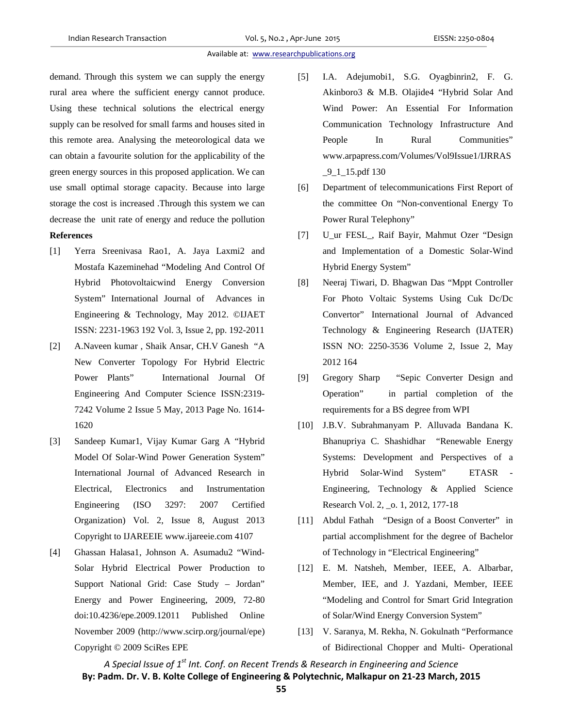demand. Through this system we can supply the energy rural area where the sufficient energy cannot produce. Using these technical solutions the electrical energy supply can be resolved for small farms and houses sited in this remote area. Analysing the meteorological data we can obtain a favourite solution for the applicability of the green energy sources in this proposed application. We can use small optimal storage capacity. Because into large storage the cost is increased .Through this system we can decrease the unit rate of energy and reduce the pollution

**References**

[1] Yerra Sreenivasa Rao1, A. Jaya Laxmi2 and Mostafa Kazeminehad "Modeling And Control Of Hybrid Photovoltaicwind Energy Conversion System" International Journal of Advances in Engineering & Technology, May 2012. ©IJAET ISSN: 2231-1963 192 Vol. 3, Issue 2, pp. 192-2011

[2] A.Naveen kumar , Shaik Ansar, CH.V Ganesh "A New Converter Topology For Hybrid Electric Power Plants" International Journal Of Engineering And Computer Science ISSN:2319-7242 Volume 2 Issue 5 May, 2013 Page No. 1614-1620

[3] Sandeep Kumar1, Vijay Kumar Garg A "Hybrid Model Of Solar-Wind Power Generation System" International Journal of Advanced Research in Electrical, Electronics and Instrumentation Engineering (ISO 3297: 2007 Certified Organization) Vol. 2, Issue 8, August 2013 Copyright to IJAREEIE www.ijareeie.com 4107

[4] Ghassan Halasa1, Johnson A. Asumadu2 "Wind-Solar Hybrid Electrical Power Production to Support National Grid: Case Study – Jordan" Energy and Power Engineering, 2009, 72-80 doi:10.4236/epe.2009.12011 Published Online November 2009 (http://www.scirp.org/journal/epe) Copyright © 2009 SciRes EPE

[5] I.A. Adejumobi1, S.G. Oyagbinrin2, F. G. Akinboro3 & M.B. Olajide4 "Hybrid Solar And Wind Power: An Essential For Information Communication Technology Infrastructure And People In Rural Communities" www.arpapress.com/Volumes/Vol9Issue1/IJRRAS_9_1_15.pdf 130

[6] Department of telecommunications First Report of the committee On "Non-conventional Energy To Power Rural Telephony"

[7] U_ur FESL_, Raif Bayir, Mahmut Ozer "Design and Implementation of a Domestic Solar-Wind Hybrid Energy System"

[8] Neeraj Tiwari, D. Bhagwan Das "Mppt Controller For Photo Voltaic Systems Using Cuk Dc/Dc Convertor" International Journal of Advanced Technology & Engineering Research (IJATER) ISSN NO: 2250-3536 Volume 2, Issue 2, May 2012 164

[9] Gregory Sharp "Sepic Converter Design and Operation" in partial completion of the requirements for a BS degree from WPI

[10] J.B.V. Subrahmanyam P. Alluvada Bandana K. Bhanupriya C. Shashidhar "Renewable Energy Systems: Development and Perspectives of a Hybrid Solar-Wind System" ETASR - Engineering, Technology & Applied Science Research Vol. 2, _o. 1, 2012, 177-18

[11] Abdul Fathah "Design of a Boost Converter" in partial accomplishment for the degree of Bachelor of Technology in "Electrical Engineering"

[12] E. M. Natsheh, Member, IEEE, A. Albarbar, Member, IEE, and J. Yazdani, Member, IEEE "Modeling and Control for Smart Grid Integration of Solar/Wind Energy Conversion System"

[13] V. Saranya, M. Rekha, N. Gokulnath "Performance of Bidirectional Chopper and Multi- Operational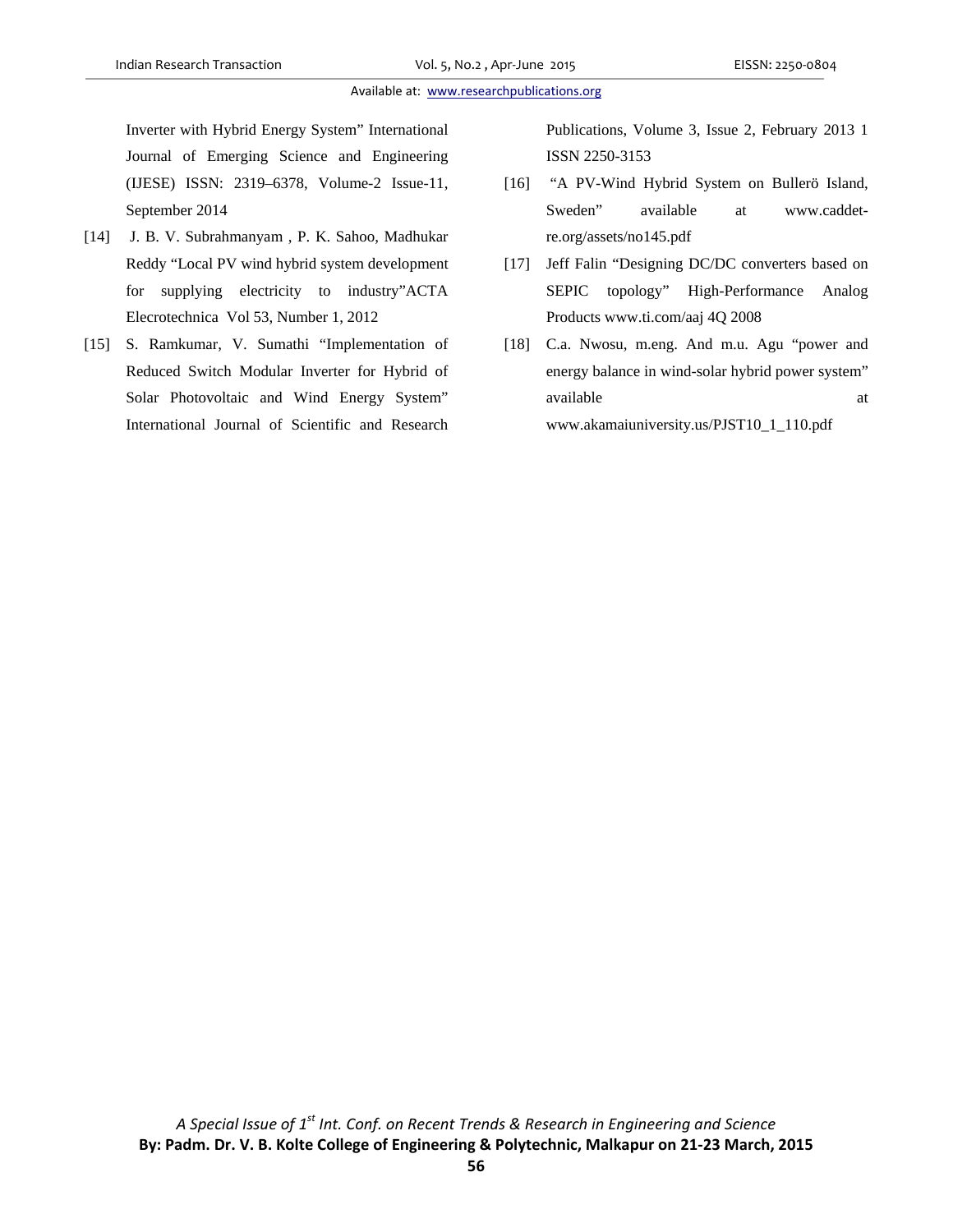Inverter with Hybrid Energy System" International Journal of Emerging Science and Engineering (IJESE) ISSN: 2319–6378, Volume-2 Issue-11, September 2014

[14] J. B. V. Subrahmanyam , P. K. Sahoo, Madhukar Reddy "Local PV wind hybrid system development for supplying electricity to industry"ACTA Elecrotechnica Vol 53, Number 1, 2012

[15] S. Ramkumar, V. Sumathi "Implementation of Reduced Switch Modular Inverter for Hybrid of Solar Photovoltaic and Wind Energy System" International Journal of Scientific and Research Publications, Volume 3, Issue 2, February 2013 1 ISSN 2250-3153

[16] "A PV-Wind Hybrid System on Bullerö Island, Sweden" available at www.caddet-re.org/assets/no145.pdf

[17] Jeff Falin "Designing DC/DC converters based on SEPIC topology" High-Performance Analog Products www.ti.com/aaj 4Q 2008

[18] C.a. Nwosu, m.eng. And m.u. Agu "power and energy balance in wind-solar hybrid power system" available at www.akamaiuniversity.us/PJST10_1_110.pdf